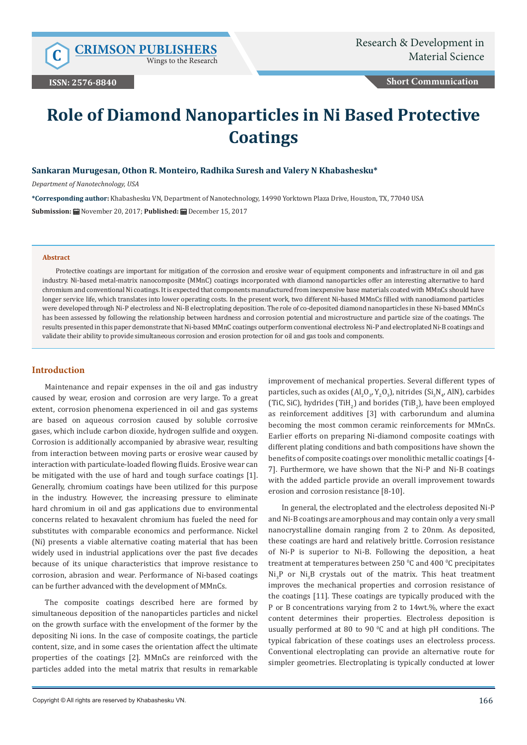# Role of Diamond Nanoparticles in Ni Based Protective Coatings

**Sankaran Murugesan, Othon R. Monteiro, Radhika Suresh and Valery N Khabashesku***

*Department of Nanotechnology, USA*

**\*Corresponding author:** Khabashesku VN, Department of Nanotechnology, 14990 Yorktown Plaza Drive, Houston, TX, 77040 USA

**Submission:** November 20, 2017; **Published:** December 15, 2017

## Abstract

Protective coatings are important for mitigation of the corrosion and erosive wear of equipment components and infrastructure in oil and gas industry. Ni-based metal-matrix nanocomposite (MMnC) coatings incorporated with diamond nanoparticles offer an interesting alternative to hard chromium and conventional Ni coatings. It is expected that components manufactured from inexpensive base materials coated with MMnCs should have longer service life, which translates into lower operating costs. In the present work, two different Ni-based MMnCs filled with nanodiamond particles were developed through Ni-P electroless and Ni-B electroplating deposition. The role of co-deposited diamond nanoparticles in these Ni-based MMnCs has been assessed by following the relationship between hardness and corrosion potential and microstructure and particle size of the coatings. The results presented in this paper demonstrate that Ni-based MMnC coatings outperform conventional electroless Ni-P and electroplated Ni-B coatings and validate their ability to provide simultaneous corrosion and erosion protection for oil and gas tools and components.

## Introduction

Maintenance and repair expenses in the oil and gas industry caused by wear, erosion and corrosion are very large. To a great extent, corrosion phenomena experienced in oil and gas systems are based on aqueous corrosion caused by soluble corrosive gases, which include carbon dioxide, hydrogen sulfide and oxygen. Corrosion is additionally accompanied by abrasive wear, resulting from interaction between moving parts or erosive wear caused by interaction with particulate-loaded flowing fluids. Erosive wear can be mitigated with the use of hard and tough surface coatings [1]. Generally, chromium coatings have been utilized for this purpose in the industry. However, the increasing pressure to eliminate hard chromium in oil and gas applications due to environmental concerns related to hexavalent chromium has fueled the need for substitutes with comparable economics and performance. Nickel (Ni) presents a viable alternative coating material that has been widely used in industrial applications over the past five decades because of its unique characteristics that improve resistance to corrosion, abrasion and wear. Performance of Ni-based coatings can be further advanced with the development of MMnCs.

The composite coatings described here are formed by simultaneous deposition of the nanoparticles particles and nickel on the growth surface with the envelopment of the former by the depositing Ni ions. In the case of composite coatings, the particle content, size, and in some cases the orientation affect the ultimate properties of the coatings [2]. MMnCs are reinforced with the particles added into the metal matrix that results in remarkable improvement of mechanical properties. Several different types of particles, such as oxides ($Al_2O_3$, $Y_2O_3$), nitrides ($Si_3N_4$, AlN), carbides (TiC, SiC), hydrides ($TiH_2$) and borides ($TiB_2$), have been employed as reinforcement additives [3] with carborundum and alumina becoming the most common ceramic reinforcements for MMnCs. Earlier efforts on preparing Ni-diamond composite coatings with different plating conditions and bath compositions have shown the benefits of composite coatings over monolithic metallic coatings [4-7]. Furthermore, we have shown that the Ni-P and Ni-B coatings with the added particle provide an overall improvement towards erosion and corrosion resistance [8-10].

In general, the electroplated and the electroless deposited Ni-P and Ni-B coatings are amorphous and may contain only a very small nanocrystalline domain ranging from 2 to 20nm. As deposited, these coatings are hard and relatively brittle. Corrosion resistance of Ni-P is superior to Ni-B. Following the deposition, a heat treatment at temperatures between 250 $^0$C and 400 $^0$C precipitates $Ni_3P$ or $Ni_3B$ crystals out of the matrix. This heat treatment improves the mechanical properties and corrosion resistance of the coatings [11]. These coatings are typically produced with the P or B concentrations varying from 2 to 14wt.%, where the exact content determines their properties. Electroless deposition is usually performed at 80 to 90 $^0$C and at high pH conditions. The typical fabrication of these coatings uses an electroless process. Conventional electroplating can provide an alternative route for simpler geometries. Electroplating is typically conducted at lower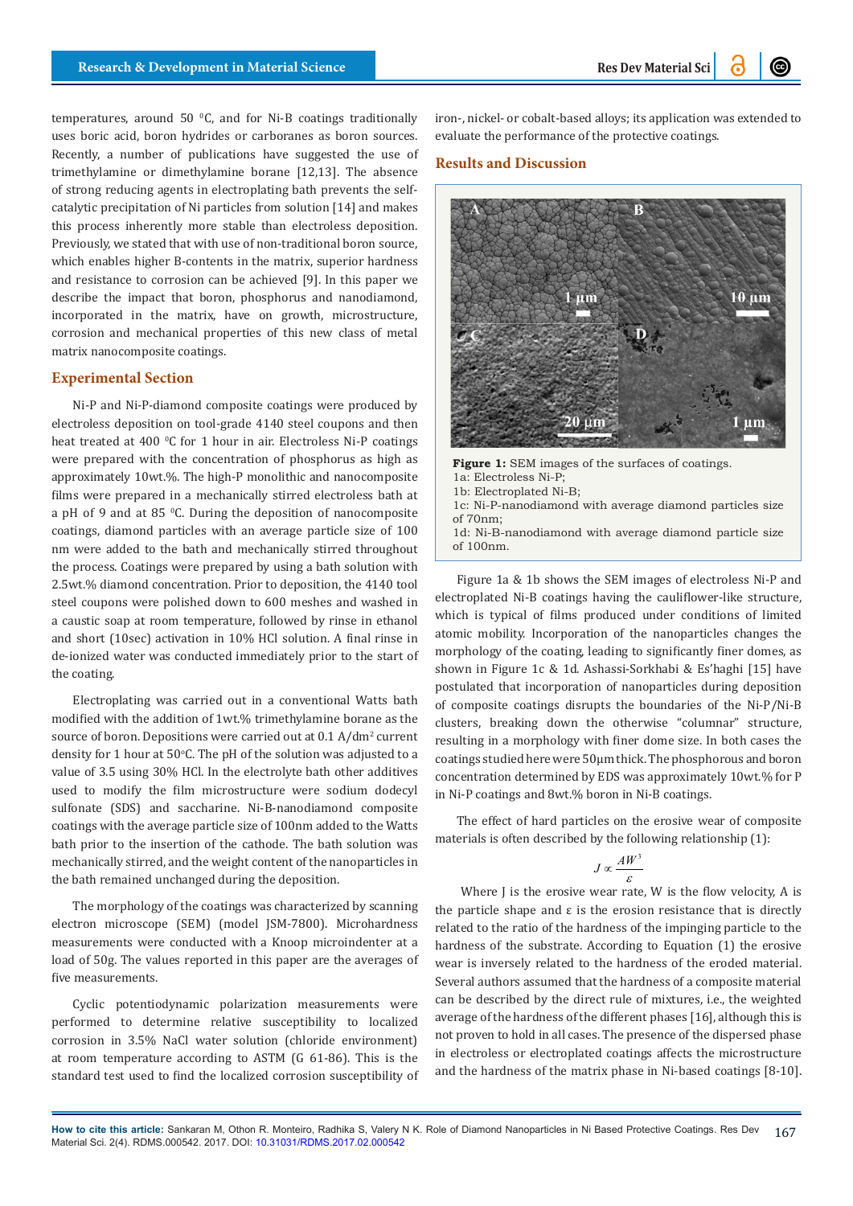temperatures, around 50 $^0$C, and for Ni-B coatings traditionally uses boric acid, boron hydrides or carboranes as boron sources. Recently, a number of publications have suggested the use of trimethylamine or dimethylamine borane [12,13]. The absence of strong reducing agents in electroplating bath prevents the self-catalytic precipitation of Ni particles from solution [14] and makes this process inherently more stable than electroless deposition. Previously, we stated that with use of non-traditional boron source, which enables higher B-contents in the matrix, superior hardness and resistance to corrosion can be achieved [9]. In this paper we describe the impact that boron, phosphorus and nanodiamond, incorporated in the matrix, have on growth, microstructure, corrosion and mechanical properties of this new class of metal matrix nanocomposite coatings.

## Experimental Section

Ni-P and Ni-P-diamond composite coatings were produced by electroless deposition on tool-grade 4140 steel coupons and then heat treated at 400 $^0$C for 1 hour in air. Electroless Ni-P coatings were prepared with the concentration of phosphorus as high as approximately 10wt.%. The high-P monolithic and nanocomposite films were prepared in a mechanically stirred electroless bath at a pH of 9 and at 85 $^0$C. During the deposition of nanocomposite coatings, diamond particles with an average particle size of 100 nm were added to the bath and mechanically stirred throughout the process. Coatings were prepared by using a bath solution with 2.5wt.% diamond concentration. Prior to deposition, the 4140 tool steel coupons were polished down to 600 meshes and washed in a caustic soap at room temperature, followed by rinse in ethanol and short (10sec) activation in 10% HCl solution. A final rinse in de-ionized water was conducted immediately prior to the start of the coating.

Electroplating was carried out in a conventional Watts bath modified with the addition of 1wt.% trimethylamine borane as the source of boron. Depositions were carried out at 0.1 A/dm$^2$ current density for 1 hour at 50$^o$C. The pH of the solution was adjusted to a value of 3.5 using 30% HCl. In the electrolyte bath other additives used to modify the film microstructure were sodium dodecyl sulfonate (SDS) and saccharine. Ni-B-nanodiamond composite coatings with the average particle size of 100nm added to the Watts bath prior to the insertion of the cathode. The bath solution was mechanically stirred, and the weight content of the nanoparticles in the bath remained unchanged during the deposition.

The morphology of the coatings was characterized by scanning electron microscope (SEM) (model JSM-7800). Microhardness measurements were conducted with a Knoop microindenter at a load of 50g. The values reported in this paper are the averages of five measurements.

Cyclic potentiodynamic polarization measurements were performed to determine relative susceptibility to localized corrosion in 3.5% NaCl water solution (chloride environment) at room temperature according to ASTM (G 61-86). This is the standard test used to find the localized corrosion susceptibility of iron-, nickel- or cobalt-based alloys; its application was extended to evaluate the performance of the protective coatings.

## Results and Discussion

**Figure 1:** SEM images of the surfaces of coatings.
1a: Electroless Ni-P;
1b: Electroplated Ni-B;
1c: Ni-P-nanodiamond with average diamond particles size of 70nm;
1d: Ni-B-nanodiamond with average diamond particle size of 100nm.

Figure 1a & 1b shows the SEM images of electroless Ni-P and electroplated Ni-B coatings having the cauliflower-like structure, which is typical of films produced under conditions of limited atomic mobility. Incorporation of the nanoparticles changes the morphology of the coating, leading to significantly finer domes, as shown in Figure 1c & 1d. Ashassi-Sorkhabi & Es'haghi [15] have postulated that incorporation of nanoparticles during deposition of composite coatings disrupts the boundaries of the Ni-P/Ni-B clusters, breaking down the otherwise "columnar" structure, resulting in a morphology with finer dome size. In both cases the coatings studied here were 50µm thick. The phosphorous and boron concentration determined by EDS was approximately 10wt.% for P in Ni-P coatings and 8wt.% boron in Ni-B coatings.

The effect of hard particles on the erosive wear of composite materials is often described by the following relationship (1):

$$J \propto \frac{AW^3}{\varepsilon}$$

Where J is the erosive wear rate, W is the flow velocity, A is the particle shape and ε is the erosion resistance that is directly related to the ratio of the hardness of the impinging particle to the hardness of the substrate. According to Equation (1) the erosive wear is inversely related to the hardness of the eroded material. Several authors assumed that the hardness of a composite material can be described by the direct rule of mixtures, i.e., the weighted average of the hardness of the different phases [16], although this is not proven to hold in all cases. The presence of the dispersed phase in electroless or electroplated coatings affects the microstructure and the hardness of the matrix phase in Ni-based coatings [8-10].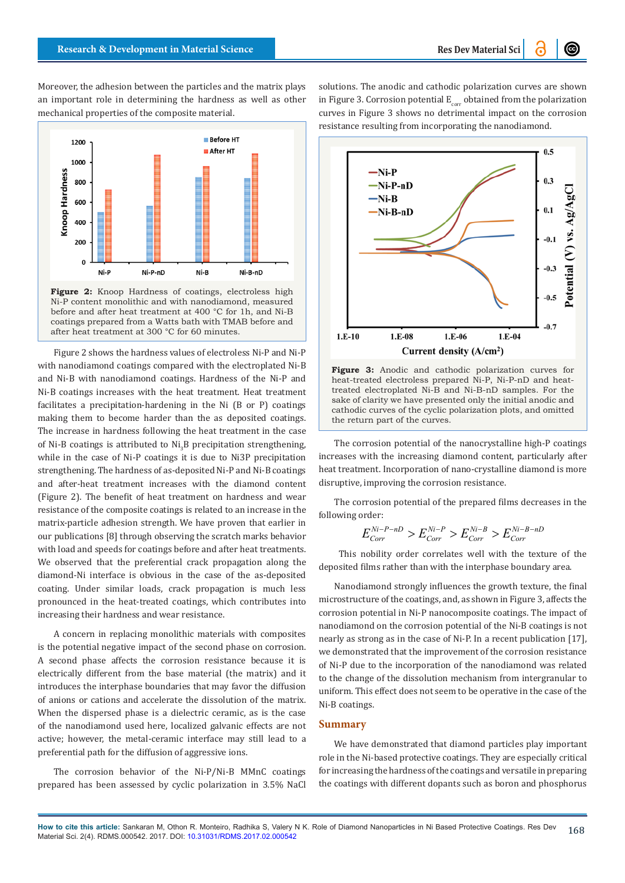Moreover, the adhesion between the particles and the matrix plays an important role in determining the hardness as well as other mechanical properties of the composite material.

**Figure 2:** Knoop Hardness of coatings, electroless high Ni-P content monolithic and with nanodiamond, measured before and after heat treatment at 400 °C for 1h, and Ni-B coatings prepared from a Watts bath with TMAB before and after heat treatment at 300 °C for 60 minutes.

Figure 2 shows the hardness values of electroless Ni-P and Ni-B with nanodiamond coatings compared with the electroplated Ni-P and Ni-B with nanodiamond coatings. Hardness of the Ni-P and Ni-B coatings increases with the heat treatment. Heat treatment facilitates a precipitation-hardening in the Ni (B or P) coatings making them to become harder than the as deposited coatings. The increase in hardness following the heat treatment in the case of Ni-B coatings is attributed to $Ni_3B$ precipitation strengthening, while in the case of Ni-P coatings it is due to Ni3P precipitation strengthening. The hardness of as-deposited Ni-P and Ni-B coatings and after-heat treatment increases with the diamond content (Figure 2). The benefit of heat treatment on hardness and wear resistance of the composite coatings is related to an increase in the matrix-particle adhesion strength. We have proven that earlier in our publications [8] through observing the scratch marks behavior with load and speeds for coatings before and after heat treatments. We observed that the preferential crack propagation along the diamond-Ni interface is obvious in the case of the as-deposited coating. Under similar loads, crack propagation is much less pronounced in the heat-treated coatings, which contributes into increasing their hardness and wear resistance.

A concern in replacing monolithic materials with composites is the potential negative impact of the second phase on corrosion. A second phase affects the corrosion resistance because it is electrically different from the base material (the matrix) and it introduces the interphase boundaries that may favor the diffusion of anions or cations and accelerate the dissolution of the matrix. When the dispersed phase is a dielectric ceramic, as is the case of the nanodiamond used here, localized galvanic effects are not active; however, the metal-ceramic interface may still lead to a preferential path for the diffusion of aggressive ions.

The corrosion behavior of the Ni-P/Ni-B MMnC coatings prepared has been assessed by cyclic polarization in 3.5% NaCl solutions. The anodic and cathodic polarization curves are shown in Figure 3. Corrosion potential $E_{corr}$ obtained from the polarization curves in Figure 3 shows no detrimental impact on the corrosion resistance resulting from incorporating the nanodiamond.

**Figure 3:** Anodic and cathodic polarization curves for heat-treated electroless prepared Ni-P, Ni-P-nD and heat-treated electroplated Ni-B and Ni-B-nD samples. For the sake of clarity we have presented only the initial anodic and cathodic curves of the cyclic polarization plots, and omitted the return part of the curves.

The corrosion potential of the nanocrystalline high-P coatings increases with the increasing diamond content, particularly after heat treatment. Incorporation of nano-crystalline diamond is more disruptive, improving the corrosion resistance.

The corrosion potential of the prepared films decreases in the following order:

$$E_{Corr}^{Ni-P-nD} > E_{Corr}^{Ni-P} > E_{Corr}^{Ni-B} > E_{Corr}^{Ni-B-nD}$$

This nobility order correlates well with the texture of the deposited films rather than with the interphase boundary area.

Nanodiamond strongly influences the growth texture, the final microstructure of the coatings, and, as shown in Figure 3, affects the corrosion potential in Ni-P nanocomposite coatings. The impact of nanodiamond on the corrosion potential of the Ni-B coatings is not nearly as strong as in the case of Ni-P. In a recent publication [17], we demonstrated that the improvement of the corrosion resistance of Ni-P due to the incorporation of the nanodiamond was related to the change of the dissolution mechanism from intergranular to uniform. This effect does not seem to be operative in the case of the Ni-B coatings.

## Summary

We have demonstrated that diamond particles play important role in the Ni-based protective coatings. They are especially critical for increasing the hardness of the coatings and versatile in preparing the coatings with different dopants such as boron and phosphorus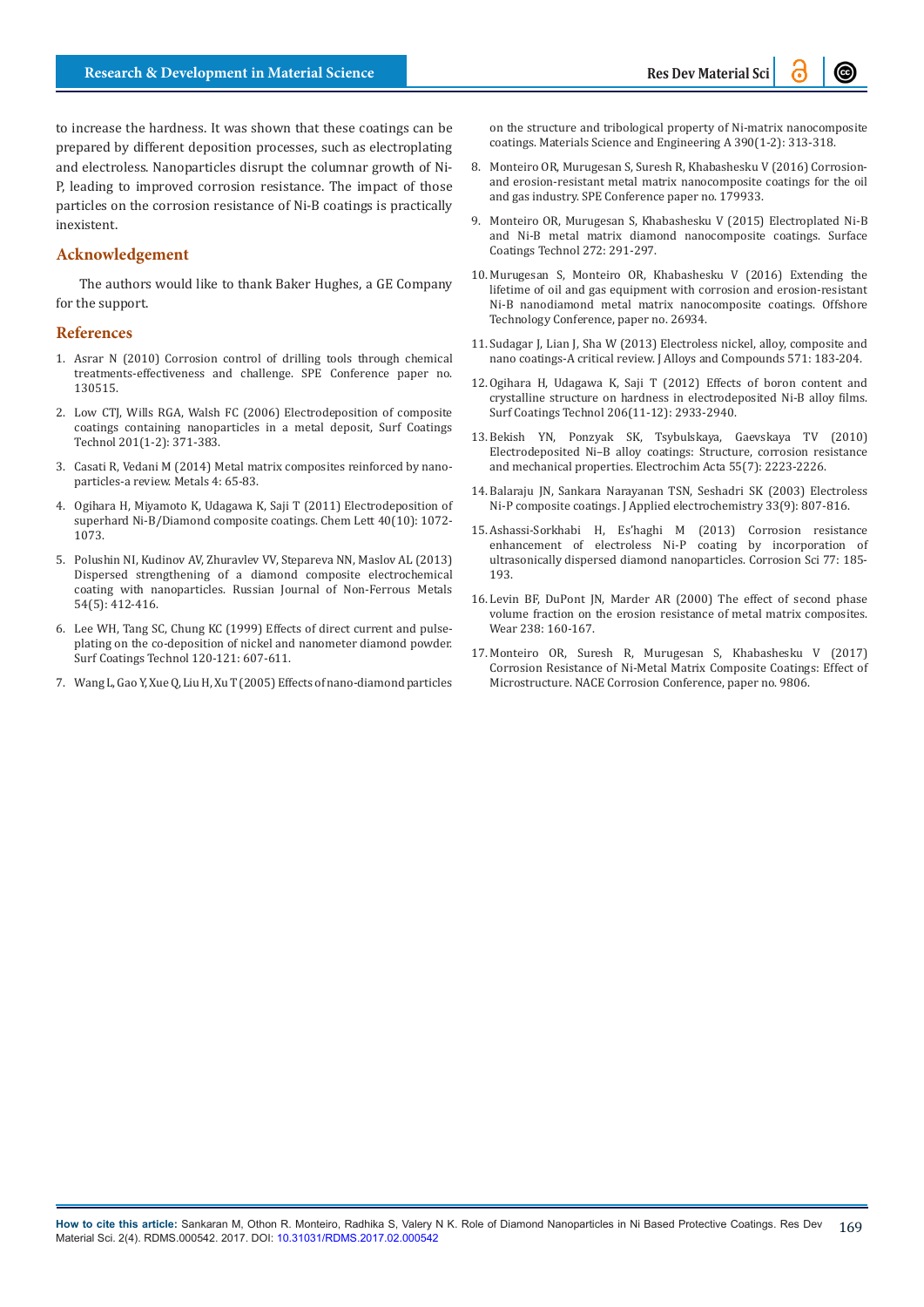to increase the hardness. It was shown that these coatings can be prepared by different deposition processes, such as electroplating and electroless. Nanoparticles disrupt the columnar growth of Ni-P, leading to improved corrosion resistance. The impact of those particles on the corrosion resistance of Ni-B coatings is practically inexistent.

## Acknowledgement

The authors would like to thank Baker Hughes, a GE Company for the support.

## References

1. Asrar N (2010) Corrosion control of drilling tools through chemical treatments-effectiveness and challenge. SPE Conference paper no. 130515.
2. Low CTJ, Wills RGA, Walsh FC (2006) Electrodeposition of composite coatings containing nanoparticles in a metal deposit, Surf Coatings Technol 201(1-2): 371-383.
3. Casati R, Vedani M (2014) Metal matrix composites reinforced by nano-particles-a review. Metals 4: 65-83.
4. Ogihara H, Miyamoto K, Udagawa K, Saji T (2011) Electrodeposition of superhard Ni-B/Diamond composite coatings. Chem Lett 40(10): 1072-1073.
5. Polushin NI, Kudinov AV, Zhuravlev VV, Stepareva NN, Maslov AL (2013) Dispersed strengthening of a diamond composite electrochemical coating with nanoparticles. Russian Journal of Non-Ferrous Metals 54(5): 412-416.
6. Lee WH, Tang SC, Chung KC (1999) Effects of direct current and pulse-plating on the co-deposition of nickel and nanometer diamond powder. Surf Coatings Technol 120-121: 607-611.
7. Wang L, Gao Y, Xue Q, Liu H, Xu T (2005) Effects of nano-diamond particles on the structure and tribological property of Ni-matrix nanocomposite coatings. Materials Science and Engineering A 390(1-2): 313-318.
8. Monteiro OR, Murugesan S, Suresh R, Khabashesku V (2016) Corrosion-and erosion-resistant metal matrix nanocomposite coatings for the oil and gas industry. SPE Conference paper no. 179933.
9. Monteiro OR, Murugesan S, Khabashesku V (2015) Electroplated Ni-B and Ni-B metal matrix diamond nanocomposite coatings. Surface Coatings Technol 272: 291-297.
10. Murugesan S, Monteiro OR, Khabashesku V (2016) Extending the lifetime of oil and gas equipment with corrosion and erosion-resistant Ni-B nanodiamond metal matrix nanocomposite coatings. Offshore Technology Conference, paper no. 26934.
11. Sudagar J, Lian J, Sha W (2013) Electroless nickel, alloy, composite and nano coatings-A critical review. J Alloys and Compounds 571: 183-204.
12. Ogihara H, Udagawa K, Saji T (2012) Effects of boron content and crystalline structure on hardness in electrodeposited Ni-B alloy films. Surf Coatings Technol 206(11-12): 2933-2940.
13. Bekish YN, Ponzyak SK, Tsybulskaya, Gaevskaya TV (2010) Electrodeposited Ni–B alloy coatings: Structure, corrosion resistance and mechanical properties. Electrochim Acta 55(7): 2223-2226.
14. Balaraju JN, Sankara Narayanan TSN, Seshadri SK (2003) Electroless Ni-P composite coatings. J Applied electrochemistry 33(9): 807-816.
15. Ashassi-Sorkhabi H, Es'haghi M (2013) Corrosion resistance enhancement of electroless Ni-P coating by incorporation of ultrasonically dispersed diamond nanoparticles. Corrosion Sci 77: 185-193.
16. Levin BF, DuPont JN, Marder AR (2000) The effect of second phase volume fraction on the erosion resistance of metal matrix composites. Wear 238: 160-167.
17. Monteiro OR, Suresh R, Murugesan S, Khabashesku V (2017) Corrosion Resistance of Ni-Metal Matrix Composite Coatings: Effect of Microstructure. NACE Corrosion Conference, paper no. 9806.